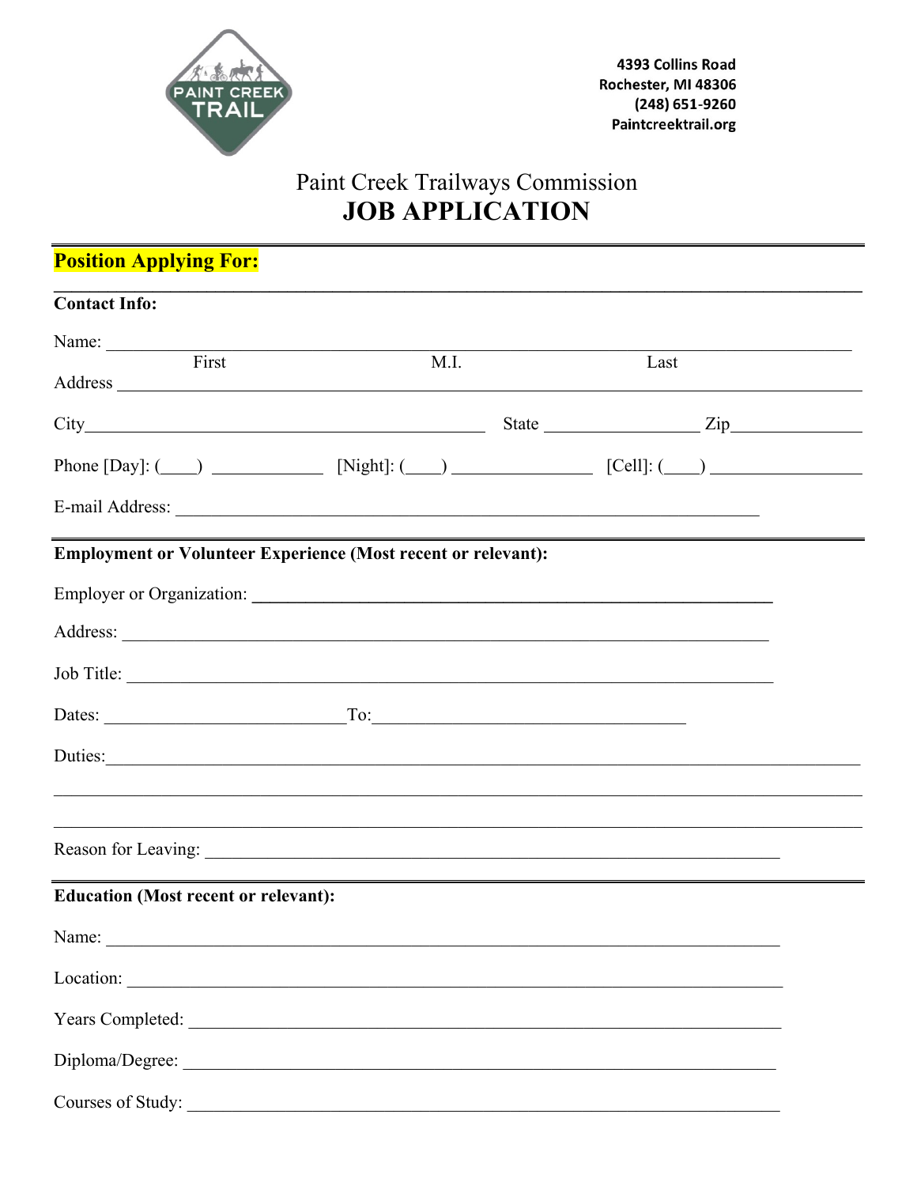PAINT CREEK TRAIL

4393 Collins Road
Rochester, MI 48306
(248) 651-9260
Paintcreektrail.org

# Paint Creek Trailways Commission
# JOB APPLICATION

**Position Applying For:**

**Contact Info:**

Name: ______________________________________________
First M.I. Last

Address ______________________________________________

City______________________ State ____________ Zip__________

Phone [Day]: (____) ____________ [Night]: (____) ____________ [Cell]: (____) ____________

E-mail Address: ______________________________________________

**Employment or Volunteer Experience (Most recent or relevant):**

Employer or Organization: ______________________________________________

Address: ______________________________________________

Job Title: ______________________________________________

Dates: ______________________To:______________________

Duties:______________________________________________

______________________________________________

______________________________________________

Reason for Leaving: ______________________________________________

**Education (Most recent or relevant):**

Name: ______________________________________________

Location: ______________________________________________

Years Completed: ______________________________________________

Diploma/Degree: ______________________________________________

Courses of Study: ______________________________________________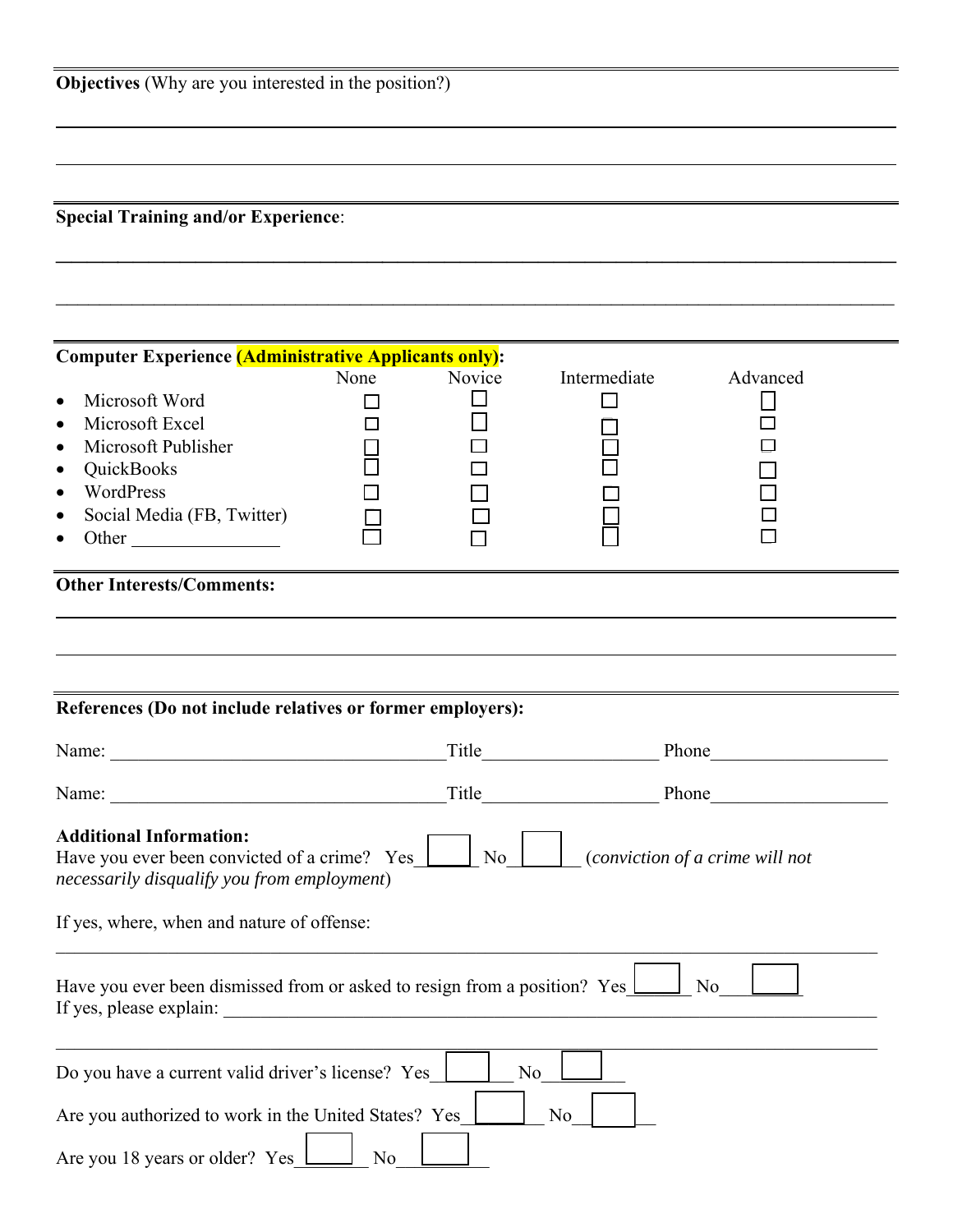**Objectives** (Why are you interested in the position?)

---

---

**Special Training and/or Experience**:

---

---

**Computer Experience (Administrative Applicants only):**

| | None | Novice | Intermediate | Advanced |
|---|---|---|---|---|
| • Microsoft Word | ☐ | ☐ | ☐ | ☐ |
| • Microsoft Excel | ☐ | ☐ | ☐ | ☐ |
| • Microsoft Publisher | ☐ | ☐ | ☐ | ☐ |
| • QuickBooks | ☐ | ☐ | ☐ | ☐ |
| • WordPress | ☐ | ☐ | ☐ | ☐ |
| • Social Media (FB, Twitter) | ☐ | ☐ | ☐ | ☐ |
| • Other ________________ | ☐ | ☐ | ☐ | ☐ |

**Other Interests/Comments:**

---

---

**References (Do not include relatives or former employers):**

Name: ____________________________________ Title___________________ Phone___________________

Name: ____________________________________ Title___________________ Phone___________________

**Additional Information:**

Have you ever been convicted of a crime? Yes ☐ No ☐ (*conviction of a crime will not necessarily disqualify you from employment*)

If yes, where, when and nature of offense:

---

Have you ever been dismissed from or asked to resign from a position? Yes ☐ No ☐

If yes, please explain: ___________________________________________________________________

---

Do you have a current valid driver's license? Yes ☐ No ☐

Are you authorized to work in the United States? Yes ☐ No ☐

Are you 18 years or older? Yes ☐ No ☐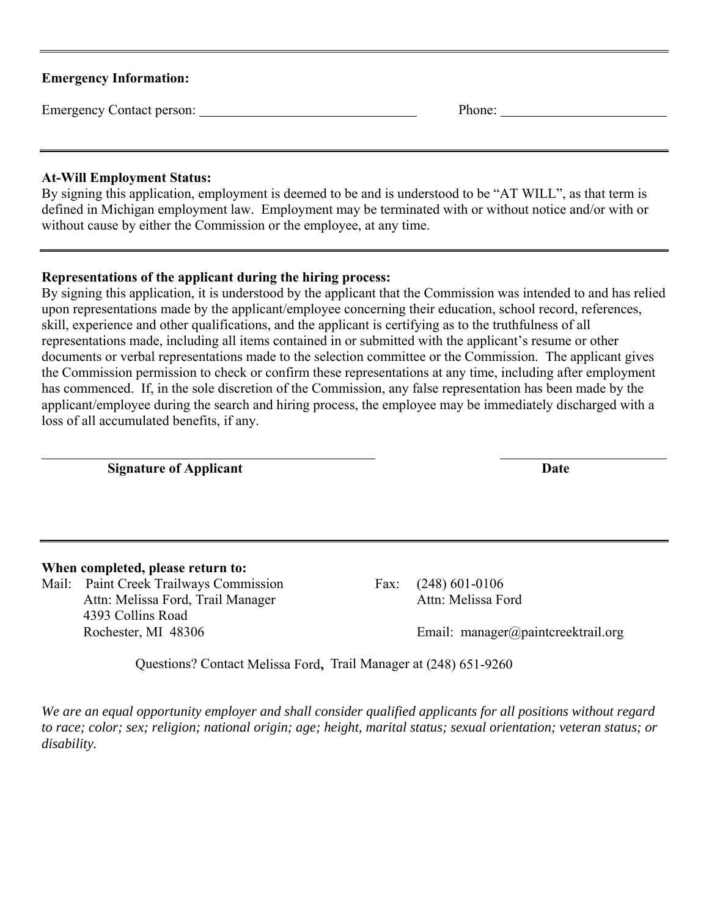**Emergency Information:**

Emergency Contact person: ________________________________ Phone: ________________________

**At-Will Employment Status:**

By signing this application, employment is deemed to be and is understood to be "AT WILL", as that term is defined in Michigan employment law. Employment may be terminated with or without notice and/or with or without cause by either the Commission or the employee, at any time.

**Representations of the applicant during the hiring process:**

By signing this application, it is understood by the applicant that the Commission was intended to and has relied upon representations made by the applicant/employee concerning their education, school record, references, skill, experience and other qualifications, and the applicant is certifying as to the truthfulness of all representations made, including all items contained in or submitted with the applicant's resume or other documents or verbal representations made to the selection committee or the Commission. The applicant gives the Commission permission to check or confirm these representations at any time, including after employment has commenced. If, in the sole discretion of the Commission, any false representation has been made by the applicant/employee during the search and hiring process, the employee may be immediately discharged with a loss of all accumulated benefits, if any.

________________________________________________ ________________________

**Signature of Applicant** **Date**

**When completed, please return to:**

Mail: Paint Creek Trailways Commission
Attn: Melissa Ford, Trail Manager
4393 Collins Road
Rochester, MI 48306

Fax: (248) 601-0106
Attn: Melissa Ford

Email: manager@paintcreektrail.org

Questions? Contact Melissa Ford, Trail Manager at (248) 651-9260

*We are an equal opportunity employer and shall consider qualified applicants for all positions without regard to race; color; sex; religion; national origin; age; height, marital status; sexual orientation; veteran status; or disability.*